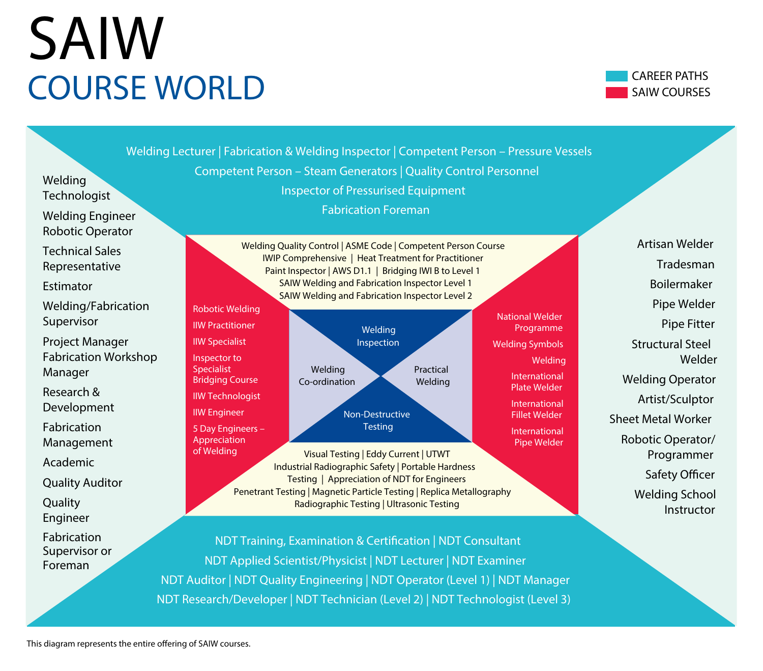# SAIW

## COURSE WORLD

CAREER PATHS
SAIW COURSES

### Welding Inspection

**Career paths:** Welding Lecturer | Fabrication & Welding Inspector | Competent Person – Pressure Vessels | Competent Person – Steam Generators | Quality Control Personnel | Inspector of Pressurised Equipment | Fabrication Foreman

**SAIW courses:** Welding Quality Control | ASME Code | Competent Person Course | IWIP Comprehensive | Heat Treatment for Practitioner | Paint Inspector | AWS D1.1 | Bridging IWI B to Level 1 | SAIW Welding and Fabrication Inspector Level 1 | SAIW Welding and Fabrication Inspector Level 2

### Welding Co-ordination

**Career paths:**
- Welding Technologist
- Welding Engineer
- Robotic Operator
- Technical Sales Representative
- Estimator
- Welding/Fabrication Supervisor
- Project Manager
- Fabrication Workshop Manager
- Research & Development
- Fabrication Management
- Academic
- Quality Auditor
- Quality Engineer
- Fabrication Supervisor or Foreman

**SAIW courses:**
- Robotic Welding
- IIW Practitioner
- IIW Specialist
- Inspector to Specialist Bridging Course
- IIW Technologist
- IIW Engineer
- 5 Day Engineers – Appreciation of Welding

### Practical Welding

**Career paths:**
- Artisan Welder
- Tradesman
- Boilermaker
- Pipe Welder
- Pipe Fitter
- Structural Steel Welder
- Welding Operator
- Artist/Sculptor
- Sheet Metal Worker
- Robotic Operator/Programmer
- Safety Officer
- Welding School Instructor

**SAIW courses:**
- National Welder Programme
- Welding Symbols
- Welding
- International Plate Welder
- International Fillet Welder
- International Pipe Welder

### Non-Destructive Testing

**SAIW courses:** Visual Testing | Eddy Current | UTWT | Industrial Radiographic Safety | Portable Hardness Testing | Appreciation of NDT for Engineers | Penetrant Testing | Magnetic Particle Testing | Replica Metallography | Radiographic Testing | Ultrasonic Testing

**Career paths:** NDT Training, Examination & Certification | NDT Consultant | NDT Applied Scientist/Physicist | NDT Lecturer | NDT Examiner | NDT Auditor | NDT Quality Engineering | NDT Operator (Level 1) | NDT Manager | NDT Research/Developer | NDT Technician (Level 2) | NDT Technologist (Level 3)

This diagram represents the entire offering of SAIW courses.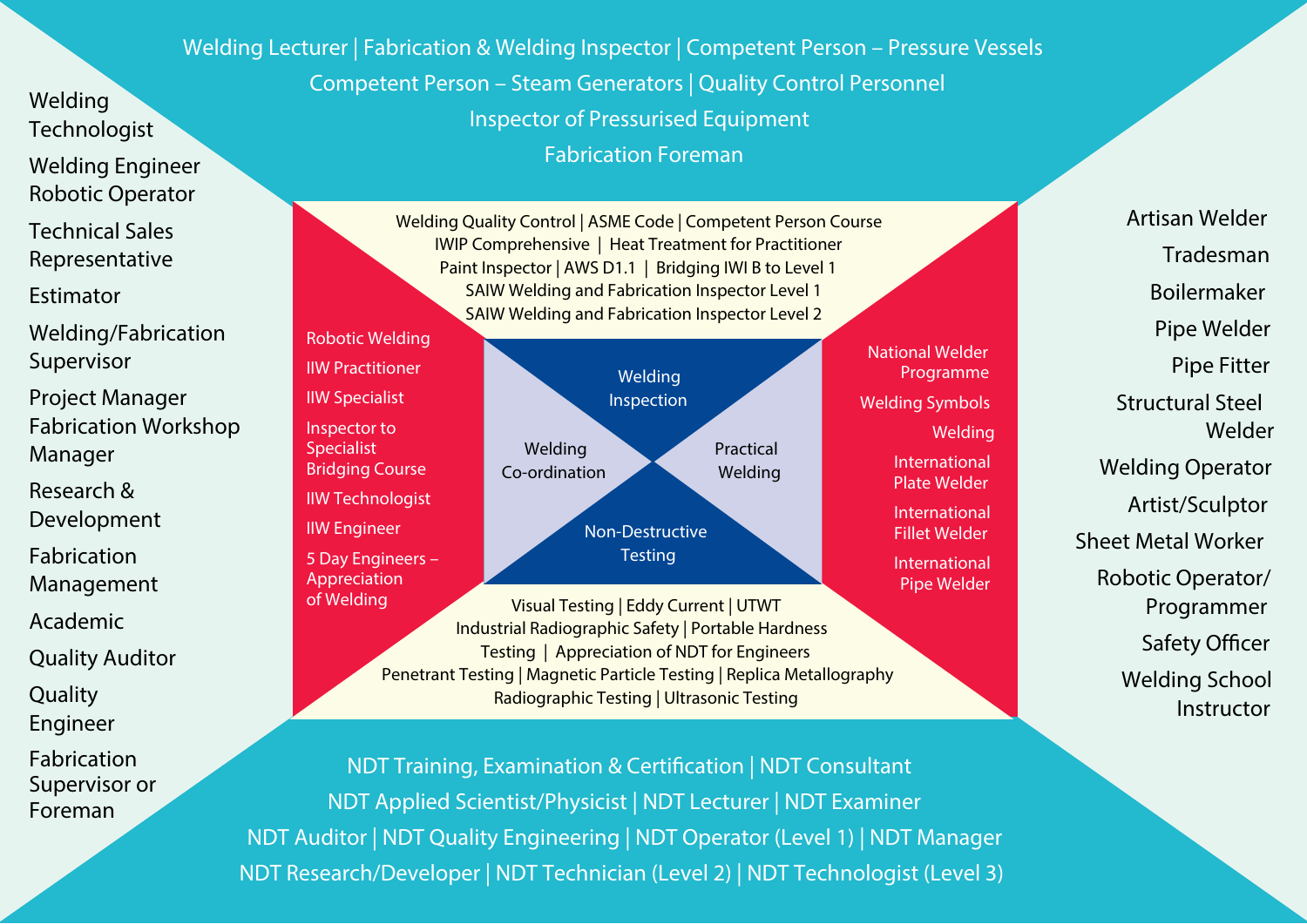## Welding Inspection

**Careers:**
Welding Lecturer | Fabrication & Welding Inspector | Competent Person – Pressure Vessels
Competent Person – Steam Generators | Quality Control Personnel
Inspector of Pressurised Equipment
Fabrication Foreman

**Courses:**
Welding Quality Control | ASME Code | Competent Person Course
IWIP Comprehensive | Heat Treatment for Practitioner
Paint Inspector | AWS D1.1 | Bridging IWI B to Level 1
SAIW Welding and Fabrication Inspector Level 1
SAIW Welding and Fabrication Inspector Level 2

## Welding Co-ordination

**Courses:**
- Robotic Welding
- IIW Practitioner
- IIW Specialist
- Inspector to Specialist Bridging Course
- IIW Technologist
- IIW Engineer
- 5 Day Engineers – Appreciation of Welding

**Careers:**
- Welding Technologist
- Welding Engineer Robotic Operator
- Technical Sales Representative
- Estimator
- Welding/Fabrication Supervisor
- Project Manager Fabrication Workshop Manager
- Research & Development
- Fabrication Management
- Academic
- Quality Auditor
- Quality Engineer
- Fabrication Supervisor or Foreman

## Practical Welding

**Courses:**
- National Welder Programme
- Welding Symbols
- Welding
- International Plate Welder
- International Fillet Welder
- International Pipe Welder

**Careers:**
- Artisan Welder
- Tradesman
- Boilermaker
- Pipe Welder
- Pipe Fitter
- Structural Steel Welder
- Welding Operator
- Artist/Sculptor
- Sheet Metal Worker
- Robotic Operator/ Programmer
- Safety Officer
- Welding School Instructor

## Non-Destructive Testing

**Courses:**
Visual Testing | Eddy Current | UTWT
Industrial Radiographic Safety | Portable Hardness Testing | Appreciation of NDT for Engineers
Penetrant Testing | Magnetic Particle Testing | Replica Metallography
Radiographic Testing | Ultrasonic Testing

**Careers:**
NDT Training, Examination & Certification | NDT Consultant
NDT Applied Scientist/Physicist | NDT Lecturer | NDT Examiner
NDT Auditor | NDT Quality Engineering | NDT Operator (Level 1) | NDT Manager
NDT Research/Developer | NDT Technician (Level 2) | NDT Technologist (Level 3)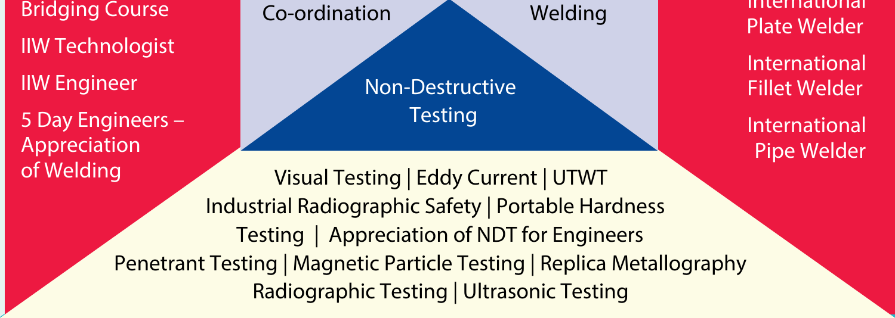Bridging Course

IIW Technologist

IIW Engineer

5 Day Engineers – Appreciation of Welding

Co-ordination

Welding

International Plate Welder

International Fillet Welder

International Pipe Welder

Non-Destructive Testing

Visual Testing | Eddy Current | UTWT

Industrial Radiographic Safety | Portable Hardness Testing | Appreciation of NDT for Engineers

Penetrant Testing | Magnetic Particle Testing | Replica Metallography

Radiographic Testing | Ultrasonic Testing